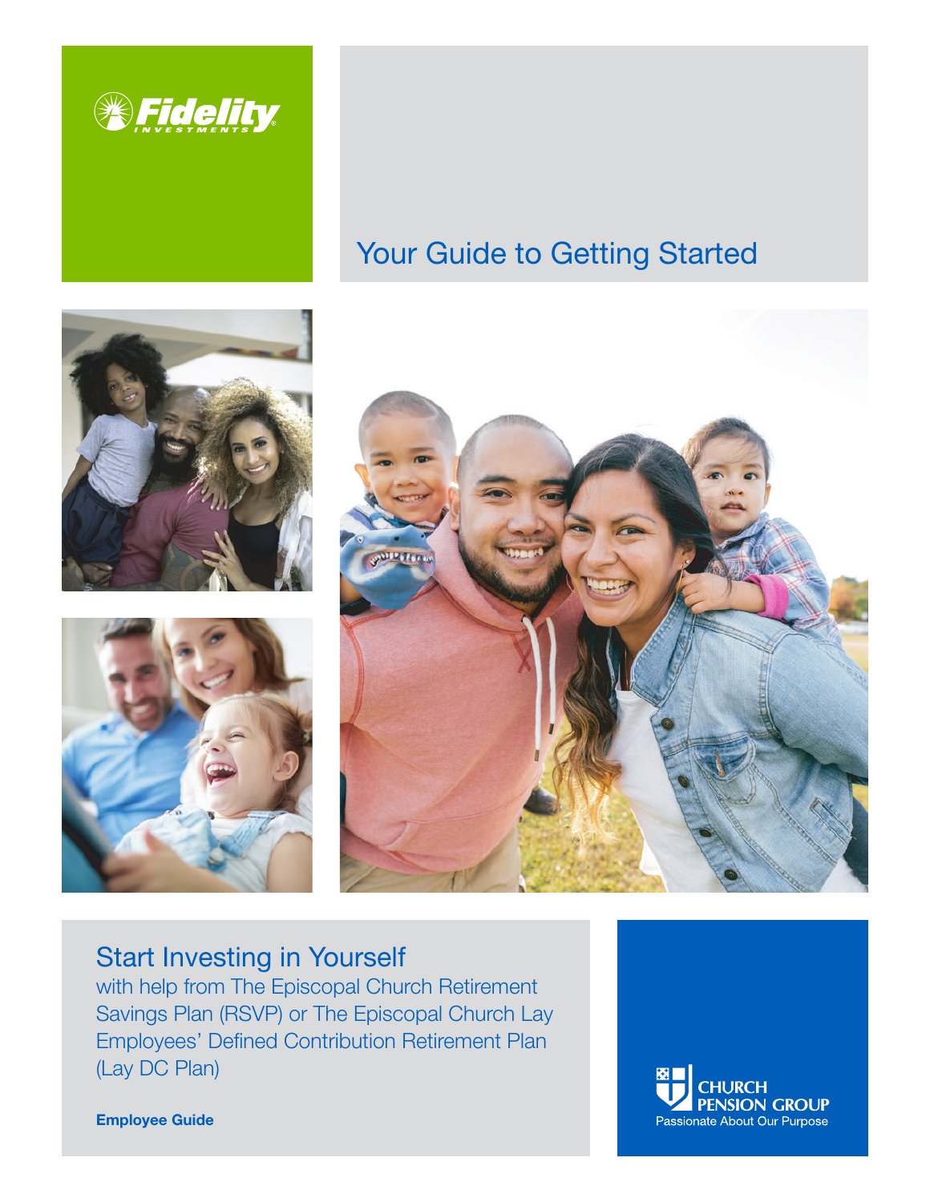Fidelity INVESTMENTS

# Your Guide to Getting Started

## Start Investing in Yourself

with help from The Episcopal Church Retirement Savings Plan (RSVP) or The Episcopal Church Lay Employees' Defined Contribution Retirement Plan (Lay DC Plan)

**Employee Guide**

CHURCH PENSION GROUP
Passionate About Our Purpose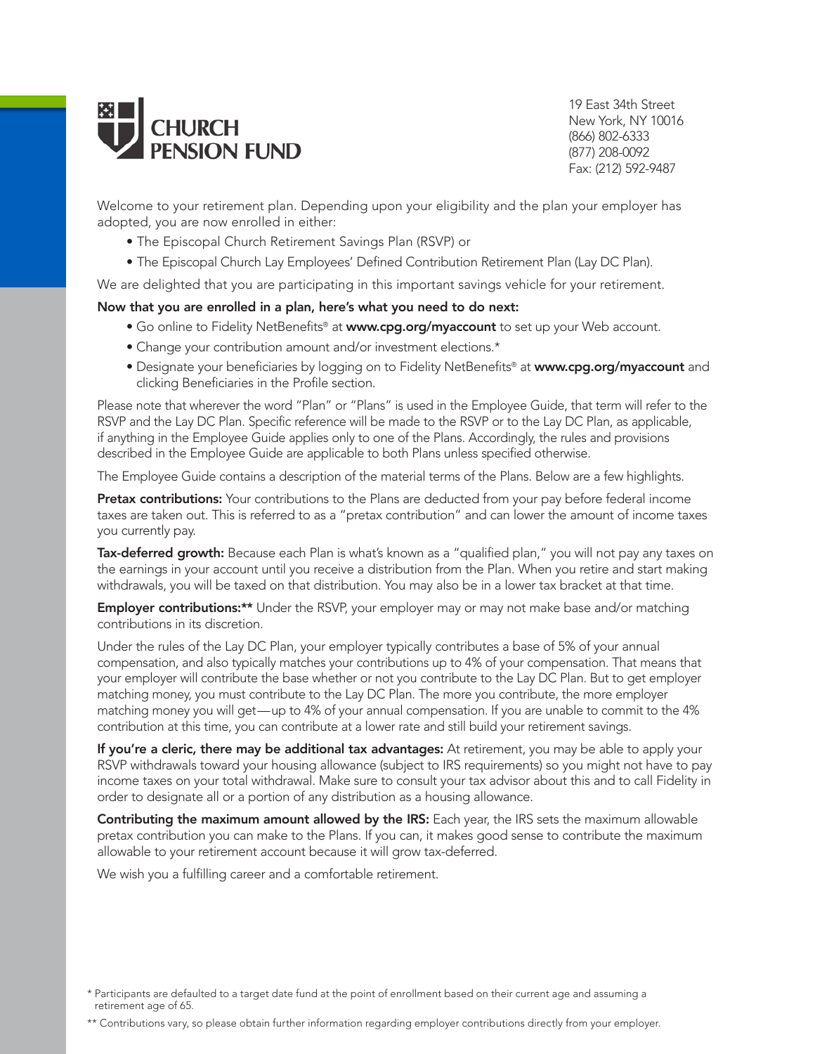**CHURCH PENSION FUND**

19 East 34th Street
New York, NY 10016
(866) 802-6333
(877) 208-0092
Fax: (212) 592-9487

Welcome to your retirement plan. Depending upon your eligibility and the plan your employer has adopted, you are now enrolled in either:

- The Episcopal Church Retirement Savings Plan (RSVP) or
- The Episcopal Church Lay Employees' Defined Contribution Retirement Plan (Lay DC Plan).

We are delighted that you are participating in this important savings vehicle for your retirement.

**Now that you are enrolled in a plan, here's what you need to do next:**

- Go online to Fidelity NetBenefits® at **www.cpg.org/myaccount** to set up your Web account.
- Change your contribution amount and/or investment elections.*
- Designate your beneficiaries by logging on to Fidelity NetBenefits® at **www.cpg.org/myaccount** and clicking Beneficiaries in the Profile section.

Please note that wherever the word "Plan" or "Plans" is used in the Employee Guide, that term will refer to the RSVP and the Lay DC Plan. Specific reference will be made to the RSVP or to the Lay DC Plan, as applicable, if anything in the Employee Guide applies only to one of the Plans. Accordingly, the rules and provisions described in the Employee Guide are applicable to both Plans unless specified otherwise.

The Employee Guide contains a description of the material terms of the Plans. Below are a few highlights.

**Pretax contributions:** Your contributions to the Plans are deducted from your pay before federal income taxes are taken out. This is referred to as a "pretax contribution" and can lower the amount of income taxes you currently pay.

**Tax-deferred growth:** Because each Plan is what's known as a "qualified plan," you will not pay any taxes on the earnings in your account until you receive a distribution from the Plan. When you retire and start making withdrawals, you will be taxed on that distribution. You may also be in a lower tax bracket at that time.

**Employer contributions:**** Under the RSVP, your employer may or may not make base and/or matching contributions in its discretion.

Under the rules of the Lay DC Plan, your employer typically contributes a base of 5% of your annual compensation, and also typically matches your contributions up to 4% of your compensation. That means that your employer will contribute the base whether or not you contribute to the Lay DC Plan. But to get employer matching money, you must contribute to the Lay DC Plan. The more you contribute, the more employer matching money you will get—up to 4% of your annual compensation. If you are unable to commit to the 4% contribution at this time, you can contribute at a lower rate and still build your retirement savings.

**If you're a cleric, there may be additional tax advantages:** At retirement, you may be able to apply your RSVP withdrawals toward your housing allowance (subject to IRS requirements) so you might not have to pay income taxes on your total withdrawal. Make sure to consult your tax advisor about this and to call Fidelity in order to designate all or a portion of any distribution as a housing allowance.

**Contributing the maximum amount allowed by the IRS:** Each year, the IRS sets the maximum allowable pretax contribution you can make to the Plans. If you can, it makes good sense to contribute the maximum allowable to your retirement account because it will grow tax-deferred.

We wish you a fulfilling career and a comfortable retirement.

\* Participants are defaulted to a target date fund at the point of enrollment based on their current age and assuming a retirement age of 65.

\*\* Contributions vary, so please obtain further information regarding employer contributions directly from your employer.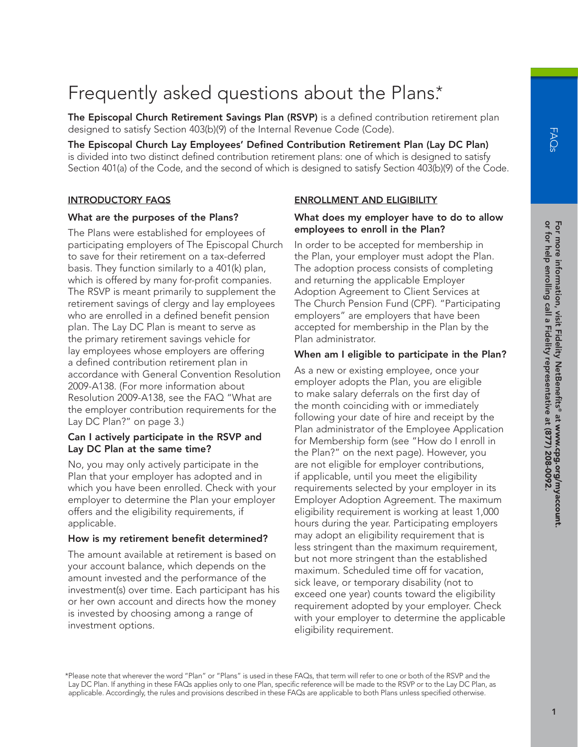# Frequently asked questions about the Plans.*

**The Episcopal Church Retirement Savings Plan (RSVP)** is a defined contribution retirement plan designed to satisfy Section 403(b)(9) of the Internal Revenue Code (Code).

**The Episcopal Church Lay Employees' Defined Contribution Retirement Plan (Lay DC Plan)** is divided into two distinct defined contribution retirement plans: one of which is designed to satisfy Section 401(a) of the Code, and the second of which is designed to satisfy Section 403(b)(9) of the Code.

## INTRODUCTORY FAQS

### What are the purposes of the Plans?

The Plans were established for employees of participating employers of The Episcopal Church to save for their retirement on a tax-deferred basis. They function similarly to a 401(k) plan, which is offered by many for-profit companies. The RSVP is meant primarily to supplement the retirement savings of clergy and lay employees who are enrolled in a defined benefit pension plan. The Lay DC Plan is meant to serve as the primary retirement savings vehicle for lay employees whose employers are offering a defined contribution retirement plan in accordance with General Convention Resolution 2009-A138. (For more information about Resolution 2009-A138, see the FAQ "What are the employer contribution requirements for the Lay DC Plan?" on page 3.)

### Can I actively participate in the RSVP and Lay DC Plan at the same time?

No, you may only actively participate in the Plan that your employer has adopted and in which you have been enrolled. Check with your employer to determine the Plan your employer offers and the eligibility requirements, if applicable.

### How is my retirement benefit determined?

The amount available at retirement is based on your account balance, which depends on the amount invested and the performance of the investment(s) over time. Each participant has his or her own account and directs how the money is invested by choosing among a range of investment options.

## ENROLLMENT AND ELIGIBILITY

### What does my employer have to do to allow employees to enroll in the Plan?

In order to be accepted for membership in the Plan, your employer must adopt the Plan. The adoption process consists of completing and returning the applicable Employer Adoption Agreement to Client Services at The Church Pension Fund (CPF). "Participating employers" are employers that have been accepted for membership in the Plan by the Plan administrator.

### When am I eligible to participate in the Plan?

As a new or existing employee, once your employer adopts the Plan, you are eligible to make salary deferrals on the first day of the month coinciding with or immediately following your date of hire and receipt by the Plan administrator of the Employee Application for Membership form (see "How do I enroll in the Plan?" on the next page). However, you are not eligible for employer contributions, if applicable, until you meet the eligibility requirements selected by your employer in its Employer Adoption Agreement. The maximum eligibility requirement is working at least 1,000 hours during the year. Participating employers may adopt an eligibility requirement that is less stringent than the maximum requirement, but not more stringent than the established maximum. Scheduled time off for vacation, sick leave, or temporary disability (not to exceed one year) counts toward the eligibility requirement adopted by your employer. Check with your employer to determine the applicable eligibility requirement.

*Please note that wherever the word "Plan" or "Plans" is used in these FAQs, that term will refer to one or both of the RSVP and the Lay DC Plan. If anything in these FAQs applies only to one Plan, specific reference will be made to the RSVP or to the Lay DC Plan, as applicable. Accordingly, the rules and provisions described in these FAQs are applicable to both Plans unless specified otherwise.

**For more information, visit Fidelity NetBenefits® at www.cpg.org/myaccount, or for help enrolling call a Fidelity representative at (877) 208-0092.**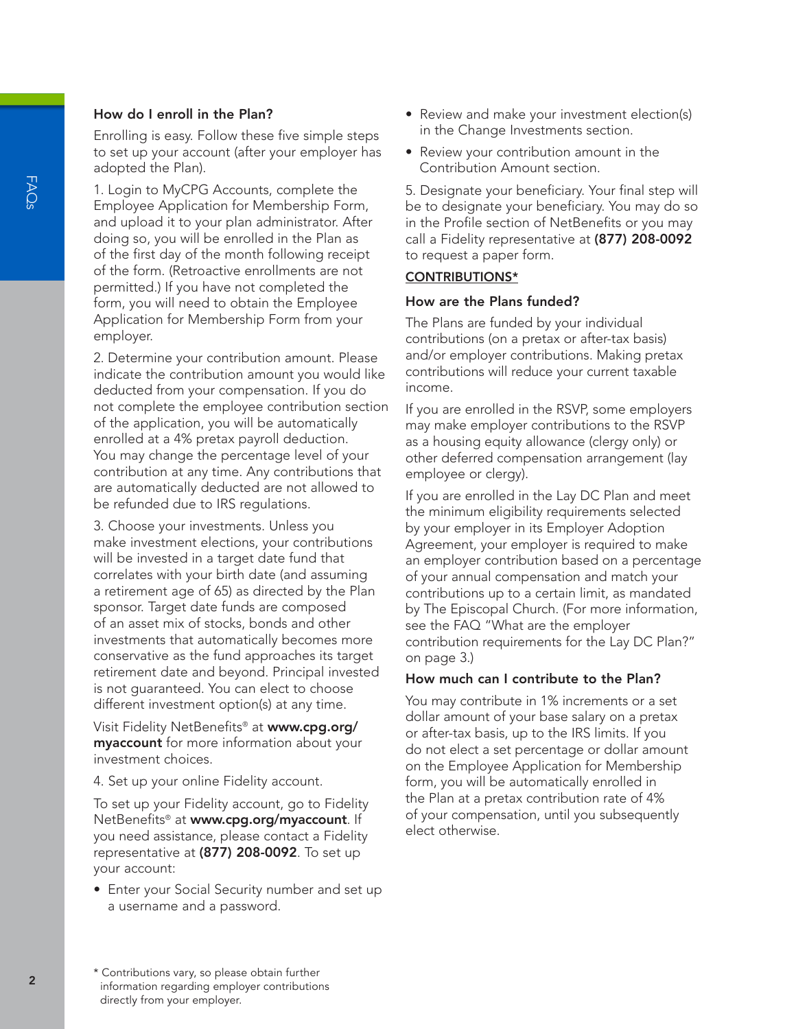### How do I enroll in the Plan?

Enrolling is easy. Follow these five simple steps to set up your account (after your employer has adopted the Plan).

1. Login to MyCPG Accounts, complete the Employee Application for Membership Form, and upload it to your plan administrator. After doing so, you will be enrolled in the Plan as of the first day of the month following receipt of the form. (Retroactive enrollments are not permitted.) If you have not completed the form, you will need to obtain the Employee Application for Membership Form from your employer.

2. Determine your contribution amount. Please indicate the contribution amount you would like deducted from your compensation. If you do not complete the employee contribution section of the application, you will be automatically enrolled at a 4% pretax payroll deduction. You may change the percentage level of your contribution at any time. Any contributions that are automatically deducted are not allowed to be refunded due to IRS regulations.

3. Choose your investments. Unless you make investment elections, your contributions will be invested in a target date fund that correlates with your birth date (and assuming a retirement age of 65) as directed by the Plan sponsor. Target date funds are composed of an asset mix of stocks, bonds and other investments that automatically becomes more conservative as the fund approaches its target retirement date and beyond. Principal invested is not guaranteed. You can elect to choose different investment option(s) at any time.

Visit Fidelity NetBenefits® at **www.cpg.org/myaccount** for more information about your investment choices.

4. Set up your online Fidelity account.

To set up your Fidelity account, go to Fidelity NetBenefits® at **www.cpg.org/myaccount**. If you need assistance, please contact a Fidelity representative at **(877) 208-0092**. To set up your account:

- Enter your Social Security number and set up a username and a password.
- Review and make your investment election(s) in the Change Investments section.
- Review your contribution amount in the Contribution Amount section.

5. Designate your beneficiary. Your final step will be to designate your beneficiary. You may do so in the Profile section of NetBenefits or you may call a Fidelity representative at **(877) 208-0092** to request a paper form.

## CONTRIBUTIONS*

### How are the Plans funded?

The Plans are funded by your individual contributions (on a pretax or after-tax basis) and/or employer contributions. Making pretax contributions will reduce your current taxable income.

If you are enrolled in the RSVP, some employers may make employer contributions to the RSVP as a housing equity allowance (clergy only) or other deferred compensation arrangement (lay employee or clergy).

If you are enrolled in the Lay DC Plan and meet the minimum eligibility requirements selected by your employer in its Employer Adoption Agreement, your employer is required to make an employer contribution based on a percentage of your annual compensation and match your contributions up to a certain limit, as mandated by The Episcopal Church. (For more information, see the FAQ "What are the employer contribution requirements for the Lay DC Plan?" on page 3.)

### How much can I contribute to the Plan?

You may contribute in 1% increments or a set dollar amount of your base salary on a pretax or after-tax basis, up to the IRS limits. If you do not elect a set percentage or dollar amount on the Employee Application for Membership form, you will be automatically enrolled in the Plan at a pretax contribution rate of 4% of your compensation, until you subsequently elect otherwise.

\* Contributions vary, so please obtain further information regarding employer contributions directly from your employer.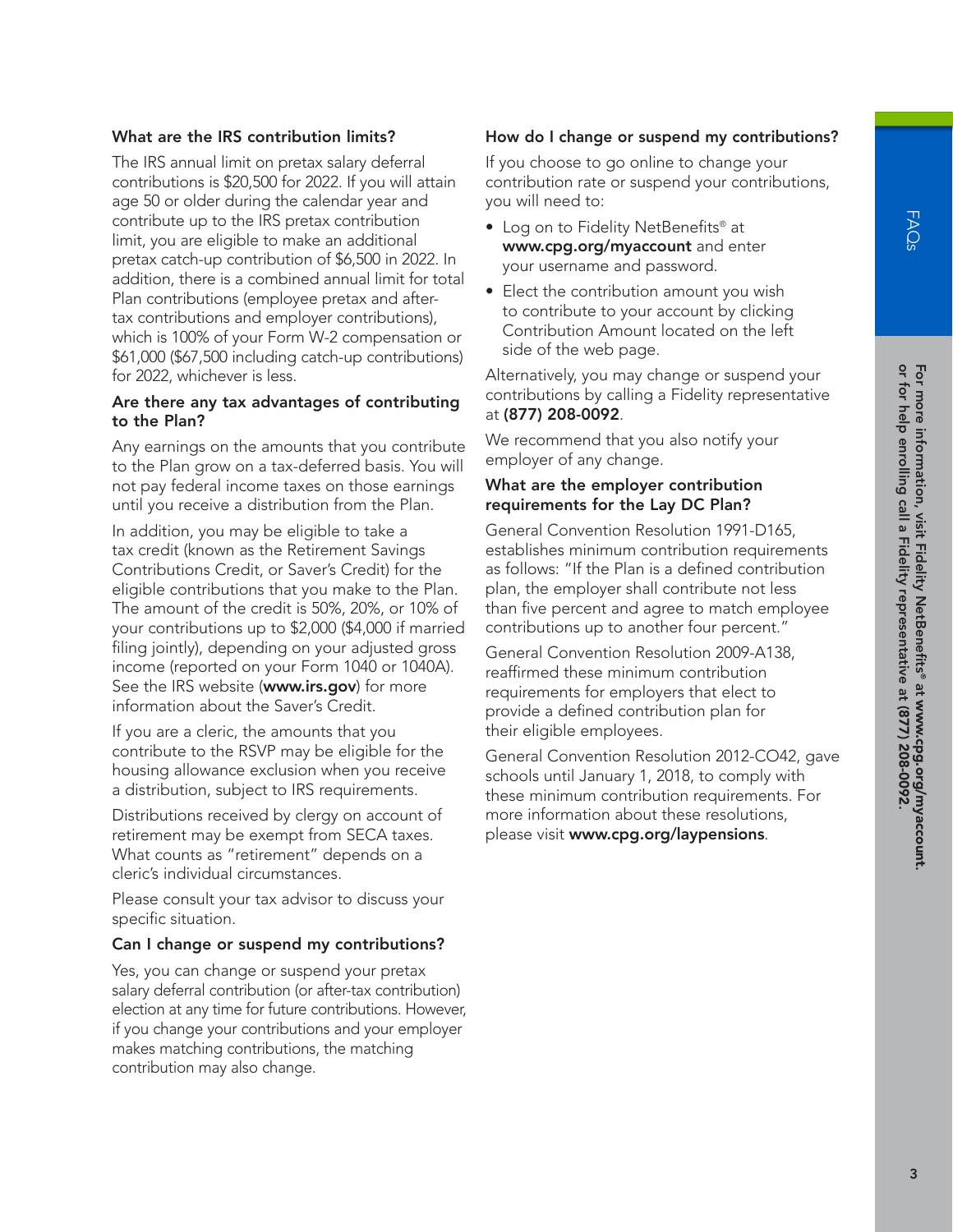### What are the IRS contribution limits?

The IRS annual limit on pretax salary deferral contributions is $20,500 for 2022. If you will attain age 50 or older during the calendar year and contribute up to the IRS pretax contribution limit, you are eligible to make an additional pretax catch-up contribution of $6,500 in 2022. In addition, there is a combined annual limit for total Plan contributions (employee pretax and after-tax contributions and employer contributions), which is 100% of your Form W-2 compensation or $61,000 ($67,500 including catch-up contributions) for 2022, whichever is less.

### Are there any tax advantages of contributing to the Plan?

Any earnings on the amounts that you contribute to the Plan grow on a tax-deferred basis. You will not pay federal income taxes on those earnings until you receive a distribution from the Plan.

In addition, you may be eligible to take a tax credit (known as the Retirement Savings Contributions Credit, or Saver's Credit) for the eligible contributions that you make to the Plan. The amount of the credit is 50%, 20%, or 10% of your contributions up to $2,000 ($4,000 if married filing jointly), depending on your adjusted gross income (reported on your Form 1040 or 1040A). See the IRS website (**www.irs.gov**) for more information about the Saver's Credit.

If you are a cleric, the amounts that you contribute to the RSVP may be eligible for the housing allowance exclusion when you receive a distribution, subject to IRS requirements.

Distributions received by clergy on account of retirement may be exempt from SECA taxes. What counts as "retirement" depends on a cleric's individual circumstances.

Please consult your tax advisor to discuss your specific situation.

### Can I change or suspend my contributions?

Yes, you can change or suspend your pretax salary deferral contribution (or after-tax contribution) election at any time for future contributions. However, if you change your contributions and your employer makes matching contributions, the matching contribution may also change.

### How do I change or suspend my contributions?

If you choose to go online to change your contribution rate or suspend your contributions, you will need to:

- Log on to Fidelity NetBenefits® at **www.cpg.org/myaccount** and enter your username and password.
- Elect the contribution amount you wish to contribute to your account by clicking Contribution Amount located on the left side of the web page.

Alternatively, you may change or suspend your contributions by calling a Fidelity representative at **(877) 208-0092**.

We recommend that you also notify your employer of any change.

### What are the employer contribution requirements for the Lay DC Plan?

General Convention Resolution 1991-D165, establishes minimum contribution requirements as follows: "If the Plan is a defined contribution plan, the employer shall contribute not less than five percent and agree to match employee contributions up to another four percent."

General Convention Resolution 2009-A138, reaffirmed these minimum contribution requirements for employers that elect to provide a defined contribution plan for their eligible employees.

General Convention Resolution 2012-CO42, gave schools until January 1, 2018, to comply with these minimum contribution requirements. For more information about these resolutions, please visit **www.cpg.org/laypensions**.

**For more information, visit Fidelity NetBenefits® at www.cpg.org/myaccount. or for help enrolling call a Fidelity representative at (877) 208-0092.**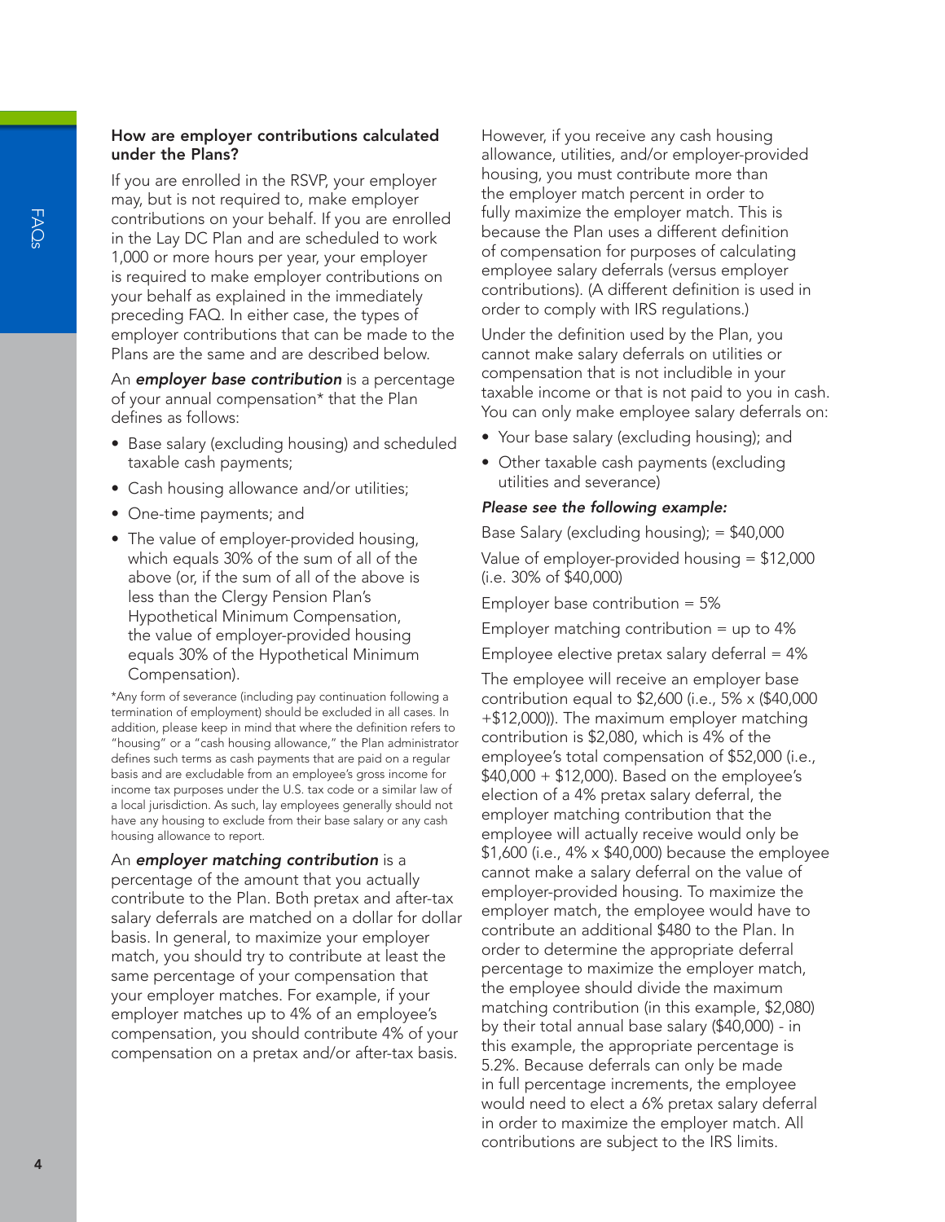### How are employer contributions calculated under the Plans?

If you are enrolled in the RSVP, your employer may, but is not required to, make employer contributions on your behalf. If you are enrolled in the Lay DC Plan and are scheduled to work 1,000 or more hours per year, your employer is required to make employer contributions on your behalf as explained in the immediately preceding FAQ. In either case, the types of employer contributions that can be made to the Plans are the same and are described below.

An ***employer base contribution*** is a percentage of your annual compensation* that the Plan defines as follows:

- Base salary (excluding housing) and scheduled taxable cash payments;
- Cash housing allowance and/or utilities;
- One-time payments; and
- The value of employer-provided housing, which equals 30% of the sum of all of the above (or, if the sum of all of the above is less than the Clergy Pension Plan's Hypothetical Minimum Compensation, the value of employer-provided housing equals 30% of the Hypothetical Minimum Compensation).

*Any form of severance (including pay continuation following a termination of employment) should be excluded in all cases. In addition, please keep in mind that where the definition refers to "housing" or a "cash housing allowance," the Plan administrator defines such terms as cash payments that are paid on a regular basis and are excludable from an employee's gross income for income tax purposes under the U.S. tax code or a similar law of a local jurisdiction. As such, lay employees generally should not have any housing to exclude from their base salary or any cash housing allowance to report.

An ***employer matching contribution*** is a percentage of the amount that you actually contribute to the Plan. Both pretax and after-tax salary deferrals are matched on a dollar for dollar basis. In general, to maximize your employer match, you should try to contribute at least the same percentage of your compensation that your employer matches. For example, if your employer matches up to 4% of an employee's compensation, you should contribute 4% of your compensation on a pretax and/or after-tax basis.

However, if you receive any cash housing allowance, utilities, and/or employer-provided housing, you must contribute more than the employer match percent in order to fully maximize the employer match. This is because the Plan uses a different definition of compensation for purposes of calculating employee salary deferrals (versus employer contributions). (A different definition is used in order to comply with IRS regulations.)

Under the definition used by the Plan, you cannot make salary deferrals on utilities or compensation that is not includible in your taxable income or that is not paid to you in cash. You can only make employee salary deferrals on:

- Your base salary (excluding housing); and
- Other taxable cash payments (excluding utilities and severance)

***Please see the following example:***

Base Salary (excluding housing); = $40,000

Value of employer-provided housing = $12,000 (i.e. 30% of $40,000)

Employer base contribution = 5%

Employer matching contribution = up to 4%

Employee elective pretax salary deferral = 4%

The employee will receive an employer base contribution equal to $2,600 (i.e., 5% x ($40,000 +$12,000)). The maximum employer matching contribution is $2,080, which is 4% of the employee's total compensation of $52,000 (i.e., $40,000 + $12,000). Based on the employee's election of a 4% pretax salary deferral, the employer matching contribution that the employee will actually receive would only be $1,600 (i.e., 4% x $40,000) because the employee cannot make a salary deferral on the value of employer-provided housing. To maximize the employer match, the employee would have to contribute an additional $480 to the Plan. In order to determine the appropriate deferral percentage to maximize the employer match, the employee should divide the maximum matching contribution (in this example, $2,080) by their total annual base salary ($40,000) - in this example, the appropriate percentage is 5.2%. Because deferrals can only be made in full percentage increments, the employee would need to elect a 6% pretax salary deferral in order to maximize the employer match. All contributions are subject to the IRS limits.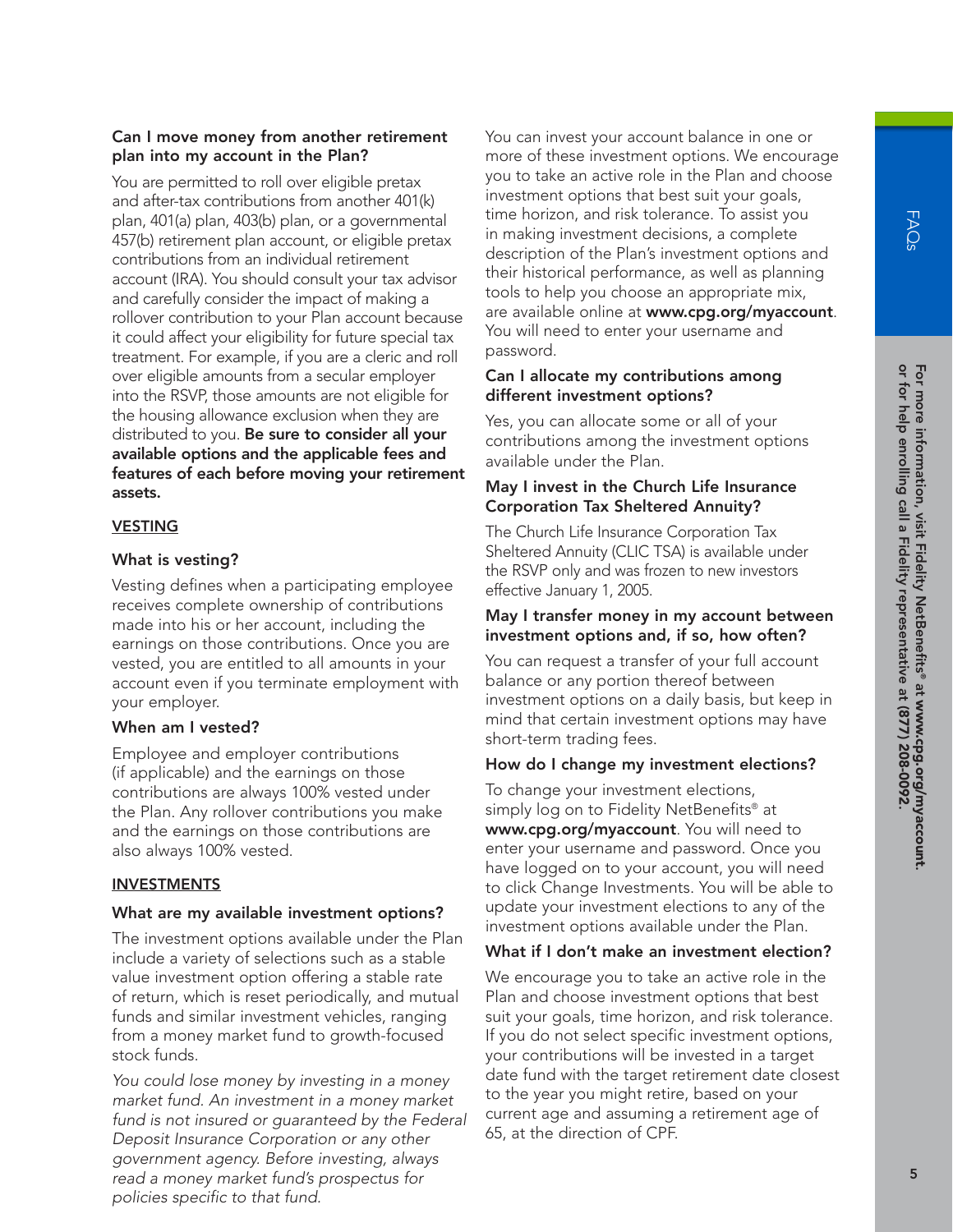### Can I move money from another retirement plan into my account in the Plan?

You are permitted to roll over eligible pretax and after-tax contributions from another 401(k) plan, 401(a) plan, 403(b) plan, or a governmental 457(b) retirement plan account, or eligible pretax contributions from an individual retirement account (IRA). You should consult your tax advisor and carefully consider the impact of making a rollover contribution to your Plan account because it could affect your eligibility for future special tax treatment. For example, if you are a cleric and roll over eligible amounts from a secular employer into the RSVP, those amounts are not eligible for the housing allowance exclusion when they are distributed to you. **Be sure to consider all your available options and the applicable fees and features of each before moving your retirement assets.**

## VESTING

### What is vesting?

Vesting defines when a participating employee receives complete ownership of contributions made into his or her account, including the earnings on those contributions. Once you are vested, you are entitled to all amounts in your account even if you terminate employment with your employer.

### When am I vested?

Employee and employer contributions (if applicable) and the earnings on those contributions are always 100% vested under the Plan. Any rollover contributions you make and the earnings on those contributions are also always 100% vested.

## INVESTMENTS

### What are my available investment options?

The investment options available under the Plan include a variety of selections such as a stable value investment option offering a stable rate of return, which is reset periodically, and mutual funds and similar investment vehicles, ranging from a money market fund to growth-focused stock funds.

*You could lose money by investing in a money market fund. An investment in a money market fund is not insured or guaranteed by the Federal Deposit Insurance Corporation or any other government agency. Before investing, always read a money market fund's prospectus for policies specific to that fund.*

You can invest your account balance in one or more of these investment options. We encourage you to take an active role in the Plan and choose investment options that best suit your goals, time horizon, and risk tolerance. To assist you in making investment decisions, a complete description of the Plan's investment options and their historical performance, as well as planning tools to help you choose an appropriate mix, are available online at **www.cpg.org/myaccount**. You will need to enter your username and password.

### Can I allocate my contributions among different investment options?

Yes, you can allocate some or all of your contributions among the investment options available under the Plan.

### May I invest in the Church Life Insurance Corporation Tax Sheltered Annuity?

The Church Life Insurance Corporation Tax Sheltered Annuity (CLIC TSA) is available under the RSVP only and was frozen to new investors effective January 1, 2005.

### May I transfer money in my account between investment options and, if so, how often?

You can request a transfer of your full account balance or any portion thereof between investment options on a daily basis, but keep in mind that certain investment options may have short-term trading fees.

### How do I change my investment elections?

To change your investment elections, simply log on to Fidelity NetBenefits® at **www.cpg.org/myaccount**. You will need to enter your username and password. Once you have logged on to your account, you will need to click Change Investments. You will be able to update your investment elections to any of the investment options available under the Plan.

### What if I don't make an investment election?

We encourage you to take an active role in the Plan and choose investment options that best suit your goals, time horizon, and risk tolerance. If you do not select specific investment options, your contributions will be invested in a target date fund with the target retirement date closest to the year you might retire, based on your current age and assuming a retirement age of 65, at the direction of CPF.

**For more information, visit Fidelity NetBenefits® at www.cpg.org/myaccount. or for help enrolling call a Fidelity representative at (877) 208-0092.**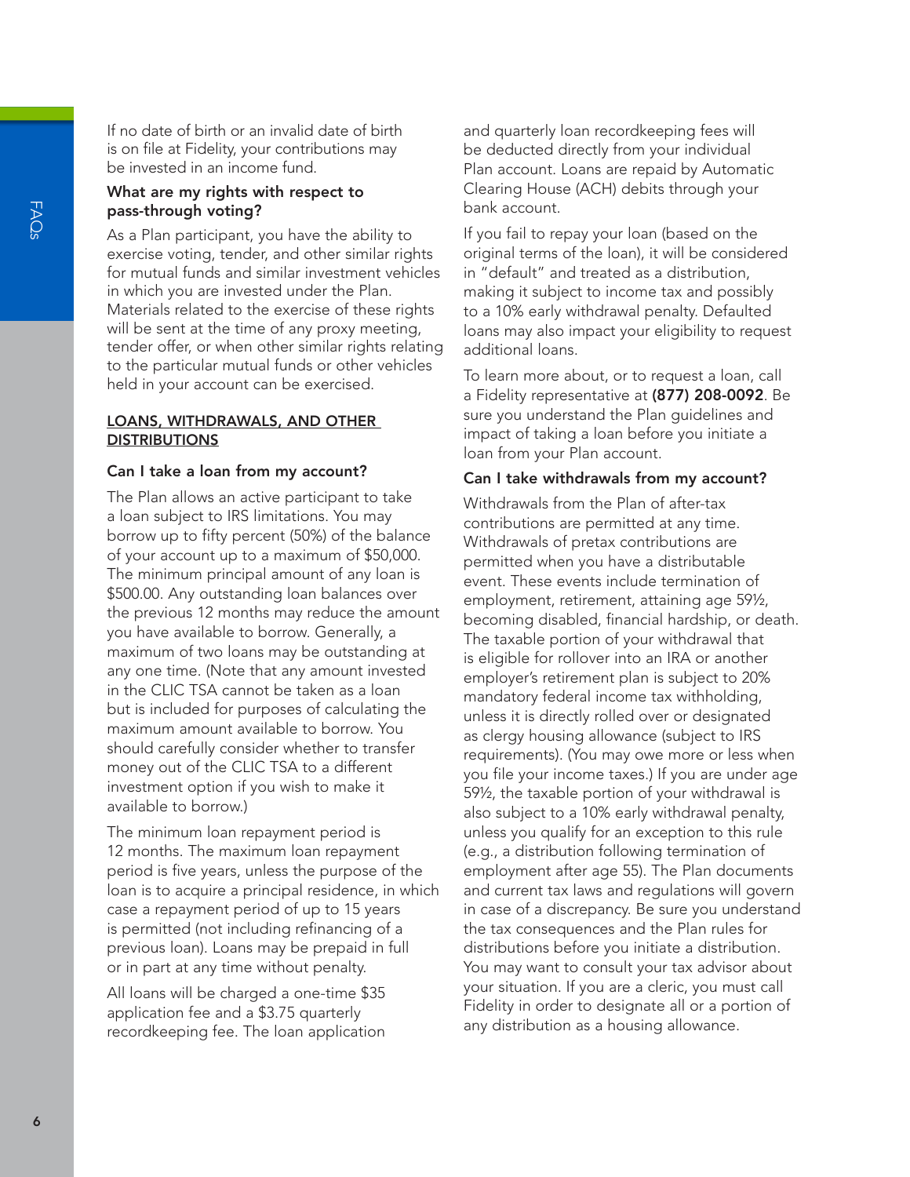If no date of birth or an invalid date of birth is on file at Fidelity, your contributions may be invested in an income fund.

### What are my rights with respect to pass-through voting?

As a Plan participant, you have the ability to exercise voting, tender, and other similar rights for mutual funds and similar investment vehicles in which you are invested under the Plan. Materials related to the exercise of these rights will be sent at the time of any proxy meeting, tender offer, or when other similar rights relating to the particular mutual funds or other vehicles held in your account can be exercised.

## LOANS, WITHDRAWALS, AND OTHER DISTRIBUTIONS

### Can I take a loan from my account?

The Plan allows an active participant to take a loan subject to IRS limitations. You may borrow up to fifty percent (50%) of the balance of your account up to a maximum of $50,000. The minimum principal amount of any loan is $500.00. Any outstanding loan balances over the previous 12 months may reduce the amount you have available to borrow. Generally, a maximum of two loans may be outstanding at any one time. (Note that any amount invested in the CLIC TSA cannot be taken as a loan but is included for purposes of calculating the maximum amount available to borrow. You should carefully consider whether to transfer money out of the CLIC TSA to a different investment option if you wish to make it available to borrow.)

The minimum loan repayment period is 12 months. The maximum loan repayment period is five years, unless the purpose of the loan is to acquire a principal residence, in which case a repayment period of up to 15 years is permitted (not including refinancing of a previous loan). Loans may be prepaid in full or in part at any time without penalty.

All loans will be charged a one-time $35 application fee and a $3.75 quarterly recordkeeping fee. The loan application and quarterly loan recordkeeping fees will be deducted directly from your individual Plan account. Loans are repaid by Automatic Clearing House (ACH) debits through your bank account.

If you fail to repay your loan (based on the original terms of the loan), it will be considered in "default" and treated as a distribution, making it subject to income tax and possibly to a 10% early withdrawal penalty. Defaulted loans may also impact your eligibility to request additional loans.

To learn more about, or to request a loan, call a Fidelity representative at **(877) 208-0092**. Be sure you understand the Plan guidelines and impact of taking a loan before you initiate a loan from your Plan account.

### Can I take withdrawals from my account?

Withdrawals from the Plan of after-tax contributions are permitted at any time. Withdrawals of pretax contributions are permitted when you have a distributable event. These events include termination of employment, retirement, attaining age 59½, becoming disabled, financial hardship, or death. The taxable portion of your withdrawal that is eligible for rollover into an IRA or another employer's retirement plan is subject to 20% mandatory federal income tax withholding, unless it is directly rolled over or designated as clergy housing allowance (subject to IRS requirements). (You may owe more or less when you file your income taxes.) If you are under age 59½, the taxable portion of your withdrawal is also subject to a 10% early withdrawal penalty, unless you qualify for an exception to this rule (e.g., a distribution following termination of employment after age 55). The Plan documents and current tax laws and regulations will govern in case of a discrepancy. Be sure you understand the tax consequences and the Plan rules for distributions before you initiate a distribution. You may want to consult your tax advisor about your situation. If you are a cleric, you must call Fidelity in order to designate all or a portion of any distribution as a housing allowance.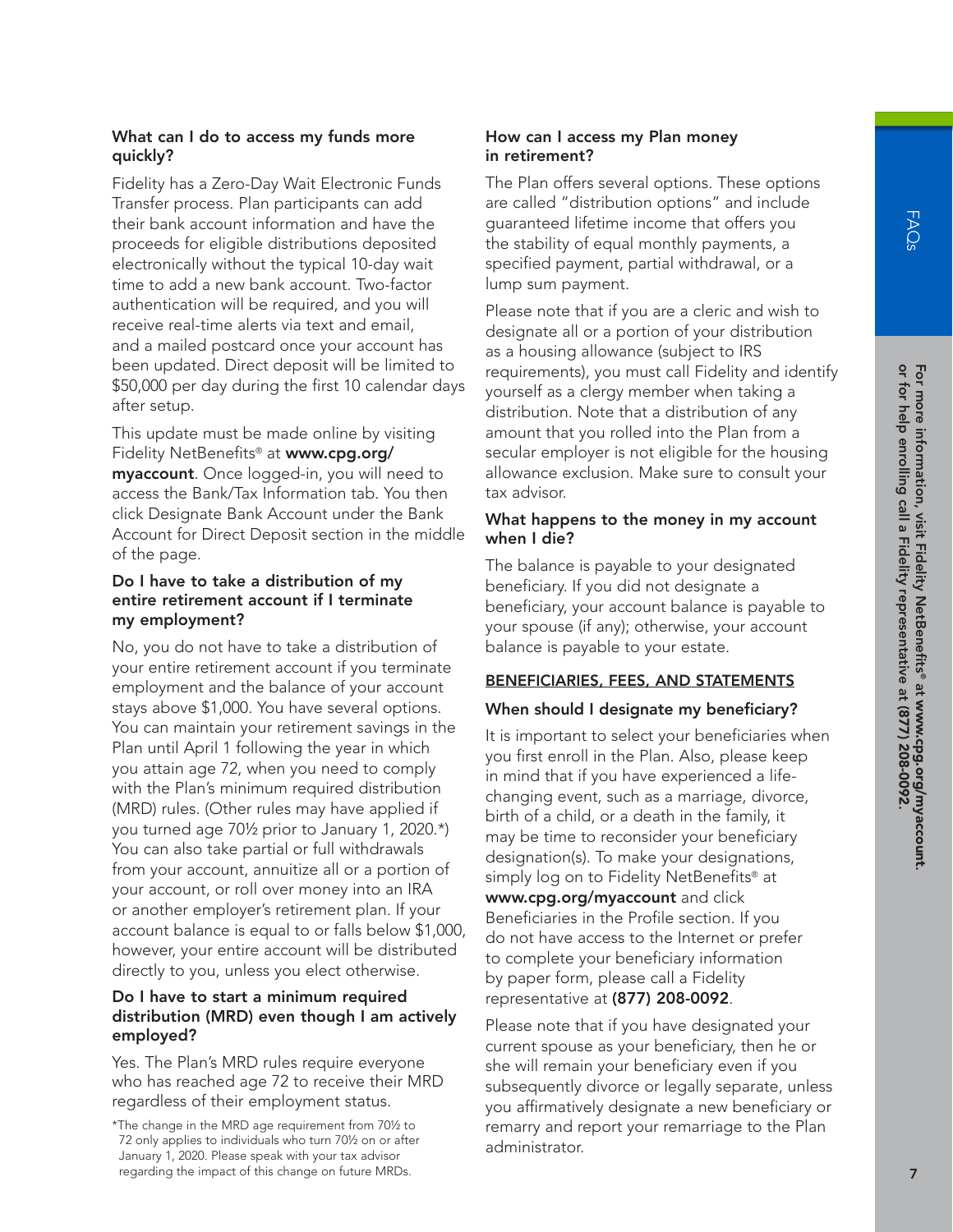### What can I do to access my funds more quickly?

Fidelity has a Zero-Day Wait Electronic Funds Transfer process. Plan participants can add their bank account information and have the proceeds for eligible distributions deposited electronically without the typical 10-day wait time to add a new bank account. Two-factor authentication will be required, and you will receive real-time alerts via text and email, and a mailed postcard once your account has been updated. Direct deposit will be limited to $50,000 per day during the first 10 calendar days after setup.

This update must be made online by visiting Fidelity NetBenefits® at **www.cpg.org/myaccount**. Once logged-in, you will need to access the Bank/Tax Information tab. You then click Designate Bank Account under the Bank Account for Direct Deposit section in the middle of the page.

### Do I have to take a distribution of my entire retirement account if I terminate my employment?

No, you do not have to take a distribution of your entire retirement account if you terminate employment and the balance of your account stays above $1,000. You have several options. You can maintain your retirement savings in the Plan until April 1 following the year in which you attain age 72, when you need to comply with the Plan's minimum required distribution (MRD) rules. (Other rules may have applied if you turned age 70½ prior to January 1, 2020.*) You can also take partial or full withdrawals from your account, annuitize all or a portion of your account, or roll over money into an IRA or another employer's retirement plan. If your account balance is equal to or falls below $1,000, however, your entire account will be distributed directly to you, unless you elect otherwise.

### Do I have to start a minimum required distribution (MRD) even though I am actively employed?

Yes. The Plan's MRD rules require everyone who has reached age 72 to receive their MRD regardless of their employment status.

*The change in the MRD age requirement from 70½ to 72 only applies to individuals who turn 70½ on or after January 1, 2020. Please speak with your tax advisor regarding the impact of this change on future MRDs.

### How can I access my Plan money in retirement?

The Plan offers several options. These options are called "distribution options" and include guaranteed lifetime income that offers you the stability of equal monthly payments, a specified payment, partial withdrawal, or a lump sum payment.

Please note that if you are a cleric and wish to designate all or a portion of your distribution as a housing allowance (subject to IRS requirements), you must call Fidelity and identify yourself as a clergy member when taking a distribution. Note that a distribution of any amount that you rolled into the Plan from a secular employer is not eligible for the housing allowance exclusion. Make sure to consult your tax advisor.

### What happens to the money in my account when I die?

The balance is payable to your designated beneficiary. If you did not designate a beneficiary, your account balance is payable to your spouse (if any); otherwise, your account balance is payable to your estate.

## BENEFICIARIES, FEES, AND STATEMENTS

### When should I designate my beneficiary?

It is important to select your beneficiaries when you first enroll in the Plan. Also, please keep in mind that if you have experienced a life-changing event, such as a marriage, divorce, birth of a child, or a death in the family, it may be time to reconsider your beneficiary designation(s). To make your designations, simply log on to Fidelity NetBenefits® at **www.cpg.org/myaccount** and click Beneficiaries in the Profile section. If you do not have access to the Internet or prefer to complete your beneficiary information by paper form, please call a Fidelity representative at **(877) 208-0092**.

Please note that if you have designated your current spouse as your beneficiary, then he or she will remain your beneficiary even if you subsequently divorce or legally separate, unless you affirmatively designate a new beneficiary or remarry and report your remarriage to the Plan administrator.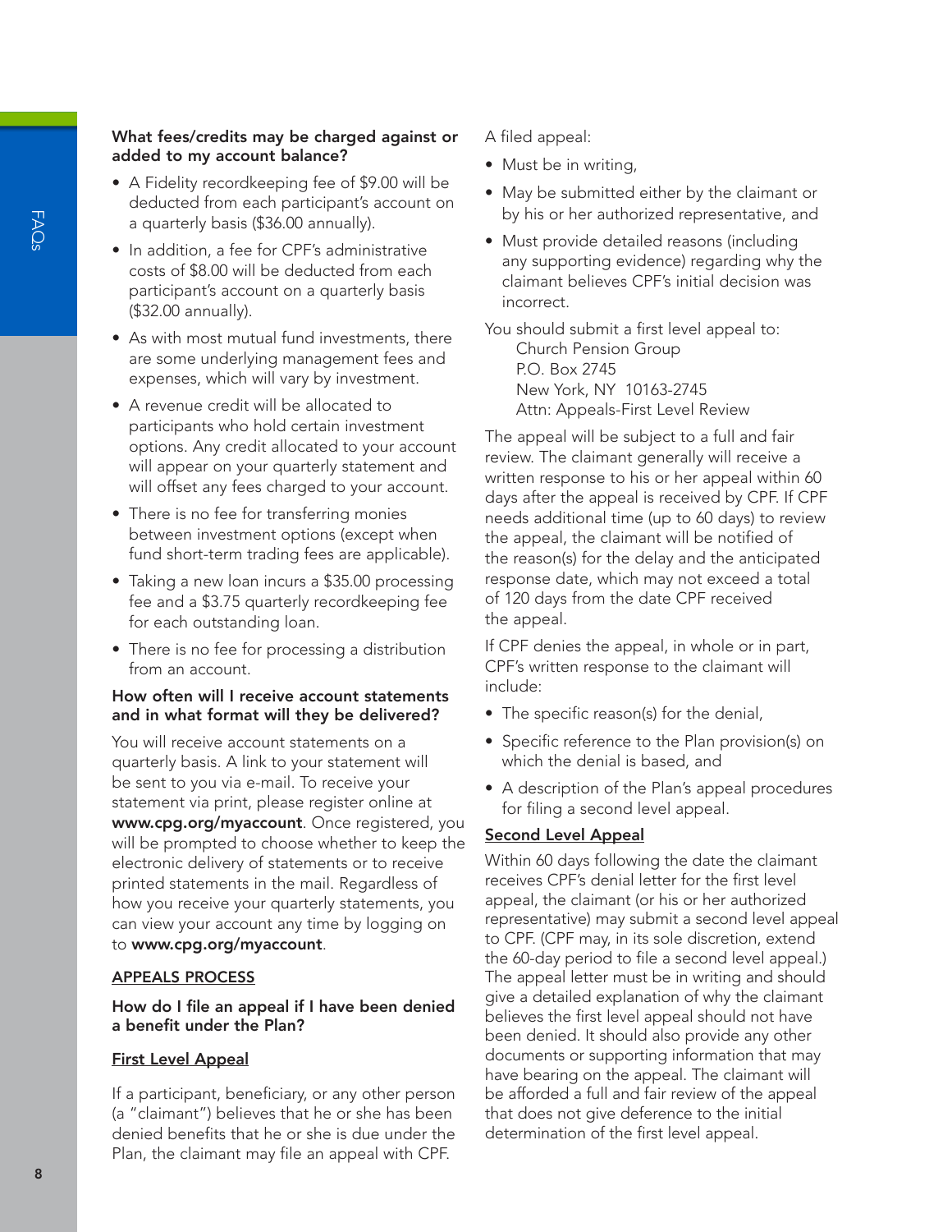### What fees/credits may be charged against or added to my account balance?

- A Fidelity recordkeeping fee of $9.00 will be deducted from each participant's account on a quarterly basis ($36.00 annually).
- In addition, a fee for CPF's administrative costs of $8.00 will be deducted from each participant's account on a quarterly basis ($32.00 annually).
- As with most mutual fund investments, there are some underlying management fees and expenses, which will vary by investment.
- A revenue credit will be allocated to participants who hold certain investment options. Any credit allocated to your account will appear on your quarterly statement and will offset any fees charged to your account.
- There is no fee for transferring monies between investment options (except when fund short-term trading fees are applicable).
- Taking a new loan incurs a $35.00 processing fee and a $3.75 quarterly recordkeeping fee for each outstanding loan.
- There is no fee for processing a distribution from an account.

### How often will I receive account statements and in what format will they be delivered?

You will receive account statements on a quarterly basis. A link to your statement will be sent to you via e-mail. To receive your statement via print, please register online at **www.cpg.org/myaccount**. Once registered, you will be prompted to choose whether to keep the electronic delivery of statements or to receive printed statements in the mail. Regardless of how you receive your quarterly statements, you can view your account any time by logging on to **www.cpg.org/myaccount**.

## APPEALS PROCESS

### How do I file an appeal if I have been denied a benefit under the Plan?

#### First Level Appeal

If a participant, beneficiary, or any other person (a "claimant") believes that he or she has been denied benefits that he or she is due under the Plan, the claimant may file an appeal with CPF.

A filed appeal:

- Must be in writing,
- May be submitted either by the claimant or by his or her authorized representative, and
- Must provide detailed reasons (including any supporting evidence) regarding why the claimant believes CPF's initial decision was incorrect.

You should submit a first level appeal to:

Church Pension Group
P.O. Box 2745
New York, NY 10163-2745
Attn: Appeals-First Level Review

The appeal will be subject to a full and fair review. The claimant generally will receive a written response to his or her appeal within 60 days after the appeal is received by CPF. If CPF needs additional time (up to 60 days) to review the appeal, the claimant will be notified of the reason(s) for the delay and the anticipated response date, which may not exceed a total of 120 days from the date CPF received the appeal.

If CPF denies the appeal, in whole or in part, CPF's written response to the claimant will include:

- The specific reason(s) for the denial,
- Specific reference to the Plan provision(s) on which the denial is based, and
- A description of the Plan's appeal procedures for filing a second level appeal.

#### Second Level Appeal

Within 60 days following the date the claimant receives CPF's denial letter for the first level appeal, the claimant (or his or her authorized representative) may submit a second level appeal to CPF. (CPF may, in its sole discretion, extend the 60-day period to file a second level appeal.) The appeal letter must be in writing and should give a detailed explanation of why the claimant believes the first level appeal should not have been denied. It should also provide any other documents or supporting information that may have bearing on the appeal. The claimant will be afforded a full and fair review of the appeal that does not give deference to the initial determination of the first level appeal.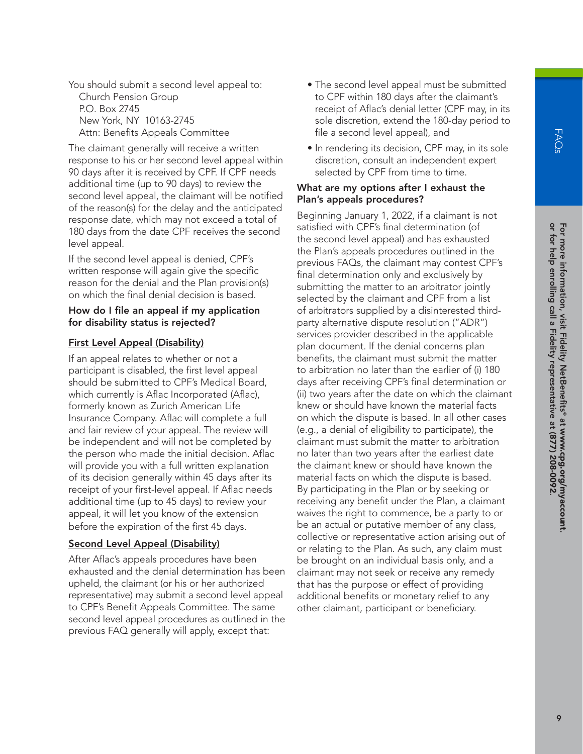You should submit a second level appeal to:
Church Pension Group
P.O. Box 2745
New York, NY 10163-2745
Attn: Benefits Appeals Committee

The claimant generally will receive a written response to his or her second level appeal within 90 days after it is received by CPF. If CPF needs additional time (up to 90 days) to review the second level appeal, the claimant will be notified of the reason(s) for the delay and the anticipated response date, which may not exceed a total of 180 days from the date CPF receives the second level appeal.

If the second level appeal is denied, CPF's written response will again give the specific reason for the denial and the Plan provision(s) on which the final denial decision is based.

### How do I file an appeal if my application for disability status is rejected?

**First Level Appeal (Disability)**

If an appeal relates to whether or not a participant is disabled, the first level appeal should be submitted to CPF's Medical Board, which currently is Aflac Incorporated (Aflac), formerly known as Zurich American Life Insurance Company. Aflac will complete a full and fair review of your appeal. The review will be independent and will not be completed by the person who made the initial decision. Aflac will provide you with a full written explanation of its decision generally within 45 days after its receipt of your first-level appeal. If Aflac needs additional time (up to 45 days) to review your appeal, it will let you know of the extension before the expiration of the first 45 days.

**Second Level Appeal (Disability)**

After Aflac's appeals procedures have been exhausted and the denial determination has been upheld, the claimant (or his or her authorized representative) may submit a second level appeal to CPF's Benefit Appeals Committee. The same second level appeal procedures as outlined in the previous FAQ generally will apply, except that:

- The second level appeal must be submitted to CPF within 180 days after the claimant's receipt of Aflac's denial letter (CPF may, in its sole discretion, extend the 180-day period to file a second level appeal), and
- In rendering its decision, CPF may, in its sole discretion, consult an independent expert selected by CPF from time to time.

### What are my options after I exhaust the Plan's appeals procedures?

Beginning January 1, 2022, if a claimant is not satisfied with CPF's final determination (of the second level appeal) and has exhausted the Plan's appeals procedures outlined in the previous FAQs, the claimant may contest CPF's final determination only and exclusively by submitting the matter to an arbitrator jointly selected by the claimant and CPF from a list of arbitrators supplied by a disinterested third-party alternative dispute resolution ("ADR") services provider described in the applicable plan document. If the denial concerns plan benefits, the claimant must submit the matter to arbitration no later than the earlier of (i) 180 days after receiving CPF's final determination or (ii) two years after the date on which the claimant knew or should have known the material facts on which the dispute is based. In all other cases (e.g., a denial of eligibility to participate), the claimant must submit the matter to arbitration no later than two years after the earliest date the claimant knew or should have known the material facts on which the dispute is based. By participating in the Plan or by seeking or receiving any benefit under the Plan, a claimant waives the right to commence, be a party to or be an actual or putative member of any class, collective or representative action arising out of or relating to the Plan. As such, any claim must be brought on an individual basis only, and a claimant may not seek or receive any remedy that has the purpose or effect of providing additional benefits or monetary relief to any other claimant, participant or beneficiary.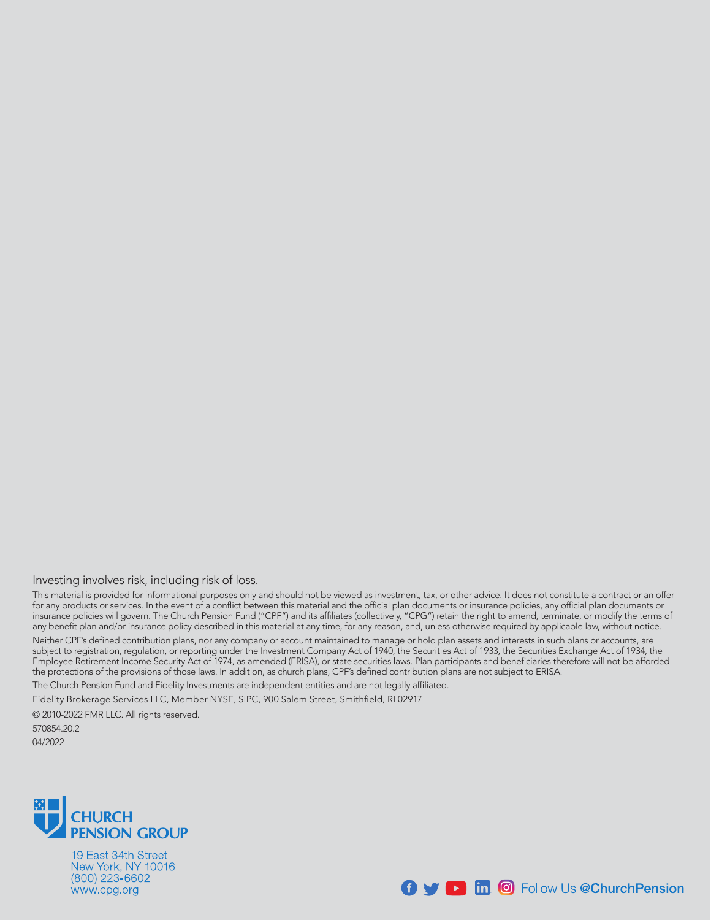Investing involves risk, including risk of loss.

This material is provided for informational purposes only and should not be viewed as investment, tax, or other advice. It does not constitute a contract or an offer for any products or services. In the event of a conflict between this material and the official plan documents or insurance policies, any official plan documents or insurance policies will govern. The Church Pension Fund ("CPF") and its affiliates (collectively, "CPG") retain the right to amend, terminate, or modify the terms of any benefit plan and/or insurance policy described in this material at any time, for any reason, and, unless otherwise required by applicable law, without notice.

Neither CPF's defined contribution plans, nor any company or account maintained to manage or hold plan assets and interests in such plans or accounts, are subject to registration, regulation, or reporting under the Investment Company Act of 1940, the Securities Act of 1933, the Securities Exchange Act of 1934, the Employee Retirement Income Security Act of 1974, as amended (ERISA), or state securities laws. Plan participants and beneficiaries therefore will not be afforded the protections of the provisions of those laws. In addition, as church plans, CPF's defined contribution plans are not subject to ERISA.

The Church Pension Fund and Fidelity Investments are independent entities and are not legally affiliated.

Fidelity Brokerage Services LLC, Member NYSE, SIPC, 900 Salem Street, Smithfield, RI 02917

© 2010-2022 FMR LLC. All rights reserved.

570854.20.2

04/2022

**CHURCH PENSION GROUP**

19 East 34th Street
New York, NY 10016
(800) 223-6602
www.cpg.org

Follow Us **@ChurchPension**